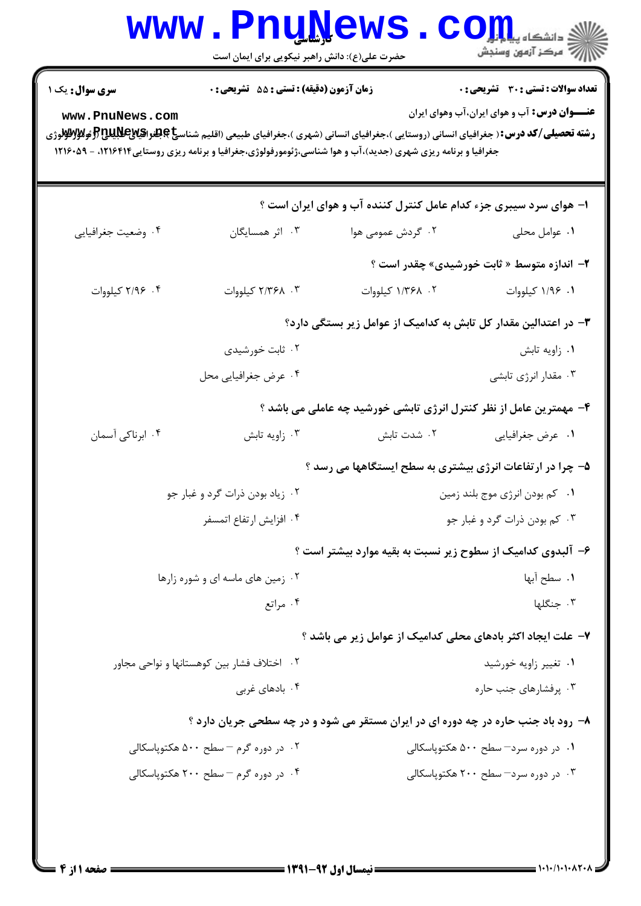**سری سوال:** یک ۱

**زمان آزمون (دقیقه) : تستی : ۵۵ تشریحی : ۰**

**تعداد سوالات : تستی : ۳۰ تشریحی : ۰**

**عنـــوان درس:** آب و هوای ایران،آب وهوای ایران

**رشته تحصیلی/کد درس:** ( جغرافیای انسانی (روستایی )،جغرافیای انسانی (شهری )،جغرافیای طبیعی (اقلیم شناسی )،جغرافیای طبیعی (ژئومورفولوژی جغرافیا و برنامه ریزی شهری (جدید)،آب و هوا شناسی،ژئومورفولوژی،جغرافیا و برنامه ریزی روستایی۱۲۱۶۴۱۴، - ۱۲۱۶۰۵۹

۱- هوای سرد سیبری جزء کدام عامل کنترل کننده آب و هوای ایران است ؟

۱. عوامل محلی
۲. گردش عمومی هوا
۳. اثر همسایگان
۴. وضعیت جغرافیایی

۲- اندازه متوسط « ثابت خورشیدی» چقدر است ؟

۱. ۱/۹۶ کیلووات
۲. ۱/۳۶۸ کیلووات
۳. ۲/۳۶۸ کیلووات
۴. ۲/۹۶ کیلووات

۳- در اعتدالین مقدار کل تابش به کدامیک از عوامل زیر بستگی دارد؟

۱. زاویه تابش
۲. ثابت خورشیدی
۳. مقدار انرژی تابشی
۴. عرض جغرافیایی محل

۴- مهمترین عامل از نظر کنترل انرژی تابشی خورشید چه عاملی می باشد ؟

۱. عرض جغرافیایی
۲. شدت تابش
۳. زاویه تابش
۴. ابرناکی آسمان

۵- چرا در ارتفاعات انرژی بیشتری به سطح ایستگاهها می رسد ؟

۱. کم بودن انرژی موج بلند زمین
۲. زیاد بودن ذرات گرد و غبار جو
۳. کم بودن ذرات گرد و غبار جو
۴. افزایش ارتفاع اتمسفر

۶- آلبدوی کدامیک از سطوح زیر نسبت به بقیه موارد بیشتر است ؟

۱. سطح آبها
۲. زمین های ماسه ای و شوره زارها
۳. جنگلها
۴. مراتع

۷- علت ایجاد اکثر بادهای محلی کدامیک از عوامل زیر می باشد ؟

۱. تغییر زاویه خورشید
۲. اختلاف فشار بین کوهستانها و نواحی مجاور
۳. پرفشارهای جنب حاره
۴. بادهای غربی

۸- رود باد جنب حاره در چه دوره ای در ایران مستقر می شود و در چه سطحی جریان دارد ؟

۱. در دوره سرد– سطح ۵۰۰ هکتوپاسکالی
۲. در دوره گرم – سطح ۵۰۰ هکتوپاسکالی
۳. در دوره سرد– سطح ۲۰۰ هکتوپاسکالی
۴. در دوره گرم – سطح ۲۰۰ هکتوپاسکالی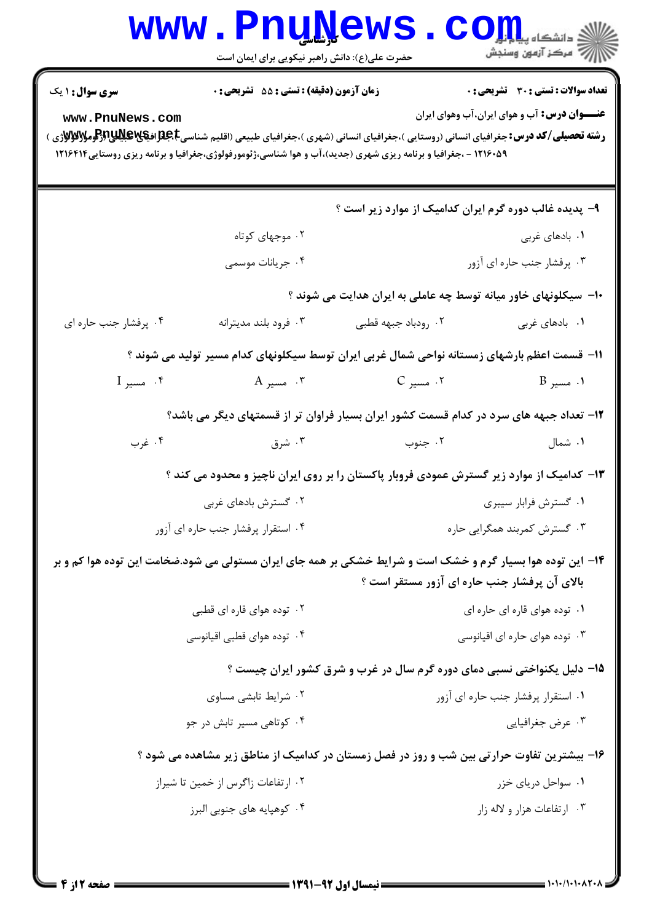**سری سوال:** ۱ یک | **زمان آزمون (دقیقه) : تستی :** ۵۵ **تشریحی :** ۰ | **تعداد سوالات : تستی :** ۳۰ **تشریحی :** ۰

**عنـــوان درس:** آب و هوای ایران،آب وهوای ایران

**رشته تحصیلی/کد درس:** جغرافیای انسانی (روستایی )،جغرافیای انسانی (شهری )،جغرافیای طبیعی (اقلیم شناسی)،جغرافیای طبیعی (ژئومورفولوژی ) ۱۲۱۶۰۵۹ - ،جغرافیا و برنامه ریزی شهری (جدید)،آب و هوا شناسی،ژئومورفولوژی،جغرافیا و برنامه ریزی روستایی۱۲۱۶۴۱۴

۹- پدیده غالب دوره گرم ایران کدامیک از موارد زیر است ؟

۱. بادهای غربی
۲. موجهای کوتاه
۳. پرفشار جنب حاره ای آزور
۴. جریانات موسمی

۱۰- سیکلونهای خاور میانه توسط چه عاملی به ایران هدایت می شوند ؟

۱. بادهای غربی
۲. رودباد جبهه قطبی
۳. فرود بلند مدیترانه
۴. پرفشار جنب حاره ای

۱۱- قسمت اعظم بارشهای زمستانه نواحی شمال غربی ایران توسط سیکلونهای کدام مسیر تولید می شوند ؟

۱. مسیر B
۲. مسیر C
۳. مسیر A
۴. مسیر I

۱۲- تعداد جبهه های سرد در کدام قسمت کشور ایران بسیار فراوان تر از قسمتهای دیگر می باشد؟

۱. شمال
۲. جنوب
۳. شرق
۴. غرب

۱۳- کدامیک از موارد زیر گسترش عمودی فروبار پاکستان را بر روی ایران ناچیز و محدود می کند ؟

۱. گسترش فرابار سیبری
۲. گسترش بادهای غربی
۳. گسترش کمربند همگرایی حاره
۴. استقرار پرفشار جنب حاره ای آزور

۱۴- این توده هوا بسیار گرم و خشک است و شرایط خشکی بر همه جای ایران مستولی می شود.ضخامت این توده هوا کم و بر بالای آن پرفشار جنب حاره ای آزور مستقر است ؟

۱. توده هوای قاره ای حاره ای
۲. توده هوای قاره ای قطبی
۳. توده هوای حاره ای اقیانوسی
۴. توده هوای قطبی اقیانوسی

۱۵- دلیل یکنواختی نسبی دمای دوره گرم سال در غرب و شرق کشور ایران چیست ؟

۱. استقرار پرفشار جنب حاره ای آزور
۲. شرایط تابشی مساوی
۳. عرض جغرافیایی
۴. کوتاهی مسیر تابش در جو

۱۶- بیشترین تفاوت حرارتی بین شب و روز در فصل زمستان در کدامیک از مناطق زیر مشاهده می شود ؟

۱. سواحل دریای خزر
۲. ارتفاعات زاگرس از خمین تا شیراز
۳. ارتفاعات هزار و لاله زار
۴. کوهپایه های جنوبی البرز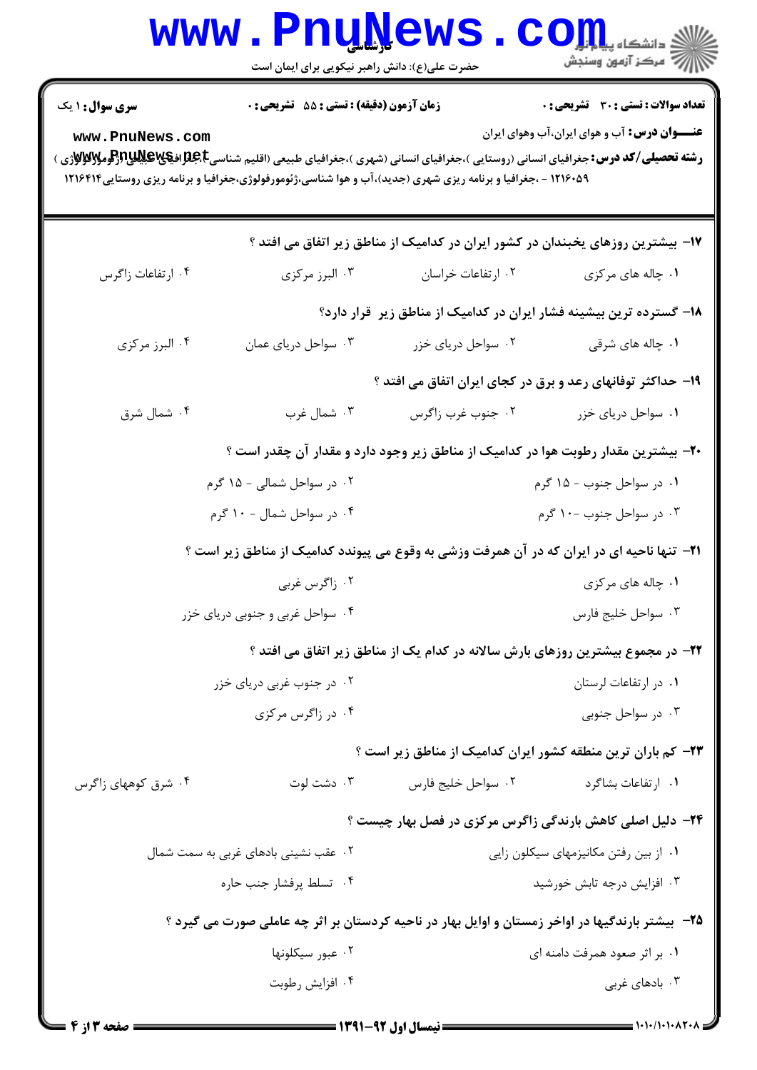**سری سوال:** ۱ یک | **زمان آزمون (دقیقه) : تستی :** ۵۵ **تشریحی :** ۰ | **تعداد سوالات : تستی :** ۳۰ **تشریحی :** ۰

**عنـــوان درس:** آب و هوای ایران،آب وهوای ایران

**رشته تحصیلی/کد درس:** جغرافیای انسانی (روستایی )،جغرافیای انسانی (شهری )،جغرافیای طبیعی (اقلیم شناسی)،جغرافیای طبیعی (ژئومورفولوژی ) ۱۲۱۶۰۵۹ - ،جغرافیا و برنامه ریزی شهری (جدید)،آب و هوا شناسی،ژئومورفولوژی،جغرافیا و برنامه ریزی روستایی۱۲۱۶۴۱۴

۱۷- بیشترین روزهای یخبندان در کشور ایران در کدامیک از مناطق زیر اتفاق می افتد ؟

۱. چاله های مرکزی
۲. ارتفاعات خراسان
۳. البرز مرکزی
۴. ارتفاعات زاگرس

۱۸- گسترده ترین بیشینه فشار ایران در کدامیک از مناطق زیر قرار دارد؟

۱. چاله های شرقی
۲. سواحل دریای خزر
۳. سواحل دریای عمان
۴. البرز مرکزی

۱۹- حداکثر توفانهای رعد و برق در کجای ایران اتفاق می افتد ؟

۱. سواحل دریای خزر
۲. جنوب غرب زاگرس
۳. شمال غرب
۴. شمال شرق

۲۰- بیشترین مقدار رطوبت هوا در کدامیک از مناطق زیر وجود دارد و مقدار آن چقدر است ؟

۱. در سواحل جنوب - ۱۵ گرم
۲. در سواحل شمالی - ۱۵ گرم
۳. در سواحل جنوب -۱۰ گرم
۴. در سواحل شمال - ۱۰ گرم

۲۱- تنها ناحیه ای در ایران که در آن همرفت وزشی به وقوع می پیوندد کدامیک از مناطق زیر است ؟

۱. چاله های مرکزی
۲. زاگرس غربی
۳. سواحل خلیج فارس
۴. سواحل غربی و جنوبی دریای خزر

۲۲- در مجموع بیشترین روزهای بارش سالانه در کدام یک از مناطق زیر اتفاق می افتد ؟

۱. در ارتفاعات لرستان
۲. در جنوب غربی دریای خزر
۳. در سواحل جنوبی
۴. در زاگرس مرکزی

۲۳- کم باران ترین منطقه کشور ایران کدامیک از مناطق زیر است ؟

۱. ارتفاعات بشاگرد
۲. سواحل خلیج فارس
۳. دشت لوت
۴. شرق کوههای زاگرس

۲۴- دلیل اصلی کاهش بارندگی زاگرس مرکزی در فصل بهار چیست ؟

۱. از بین رفتن مکانیزمهای سیکلون زایی
۲. عقب نشینی بادهای غربی به سمت شمال
۳. افزایش درجه تابش خورشید
۴. تسلط پرفشار جنب حاره

۲۵- بیشتر بارندگیها در اواخر زمستان و اوایل بهار در ناحیه کردستان بر اثر چه عاملی صورت می گیرد ؟

۱. بر اثر صعود همرفت دامنه ای
۲. عبور سیکلونها
۳. بادهای غربی
۴. افزایش رطوبت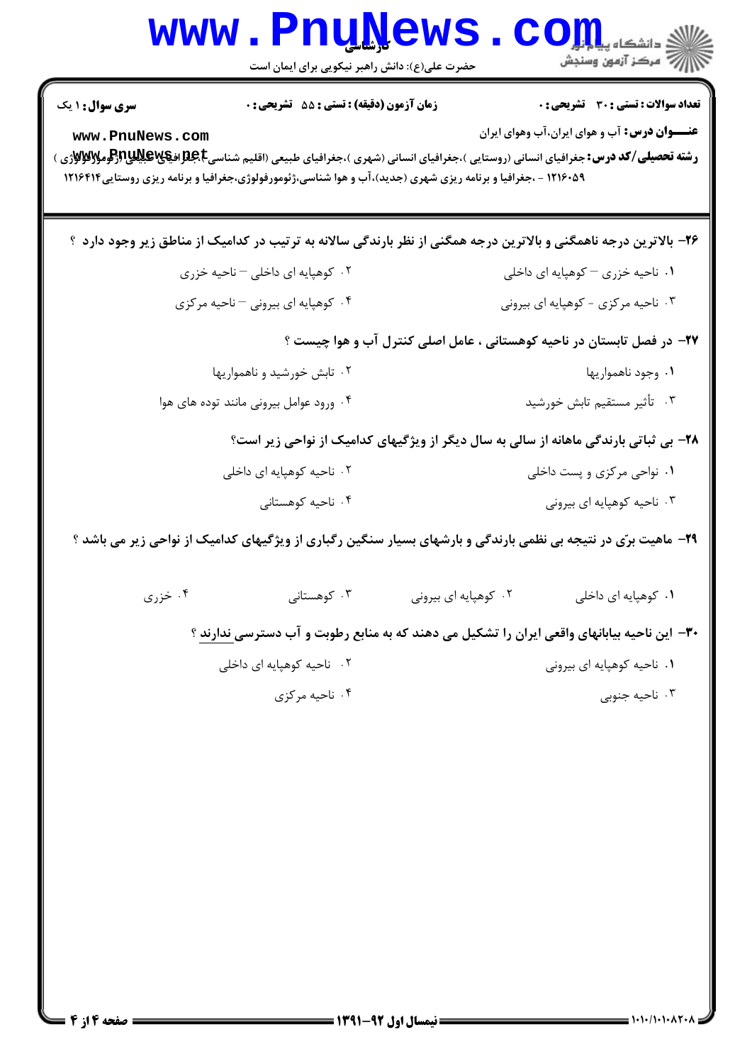**سری سوال:** ۱ یک

**زمان آزمون (دقیقه) : تستی :** ۵۵ **تشریحی :** ۰

**تعداد سوالات : تستی :** ۳۰ **تشریحی :** ۰

**عنـــوان درس:** آب و هوای ایران،آب وهوای ایران

**رشته تحصیلی/کد درس:** جغرافیای انسانی (روستایی )،جغرافیای انسانی (شهری )،جغرافیای طبیعی (اقلیم شناسی)،جغرافیای طبیعی (ژئومورفولوژی ) ۱۲۱۶۰۵۹ - ،جغرافیا و برنامه ریزی شهری (جدید)،آب و هوا شناسی،ژئومورفولوژی،جغرافیا و برنامه ریزی روستایی۱۲۱۶۴۱۴

**۲۶- بالاترین درجه ناهمگنی و بالاترین درجه همگنی از نظر بارندگی سالانه به ترتیب در کدامیک از مناطق زیر وجود دارد ؟**

۱. ناحیه خزری – کوهپایه ای داخلی

۲. کوهپایه ای داخلی – ناحیه خزری

۳. ناحیه مرکزی - کوهپایه ای بیرونی

۴. کوهپایه ای بیرونی – ناحیه مرکزی

**۲۷- در فصل تابستان در ناحیه کوهستانی ، عامل اصلی کنترل آب و هوا چیست ؟**

۱. وجود ناهمواریها

۲. تابش خورشید و ناهمواریها

۳. تأثیر مستقیم تابش خورشید

۴. ورود عوامل بیرونی مانند توده های هوا

**۲۸- بی ثباتی بارندگی ماهانه از سالی به سال دیگر از ویژگیهای کدامیک از نواحی زیر است؟**

۱. نواحی مرکزی و پست داخلی

۲. ناحیه کوهپایه ای داخلی

۳. ناحیه کوهپایه ای بیرونی

۴. ناحیه کوهستانی

**۲۹- ماهیت برّی در نتیجه بی نظمی بارندگی و بارشهای بسیار سنگین رگباری از ویژگیهای کدامیک از نواحی زیر می باشد ؟**

۱. کوهپایه ای داخلی

۲. کوهپایه ای بیرونی

۳. کوهستانی

۴. خزری

**۳۰- این ناحیه بیابانهای واقعی ایران را تشکیل می دهند که به منابع رطوبت و آب دسترسی ندارند ؟**

۱. ناحیه کوهپایه ای بیرونی

۲. ناحیه کوهپایه ای داخلی

۳. ناحیه جنوبی

۴. ناحیه مرکزی